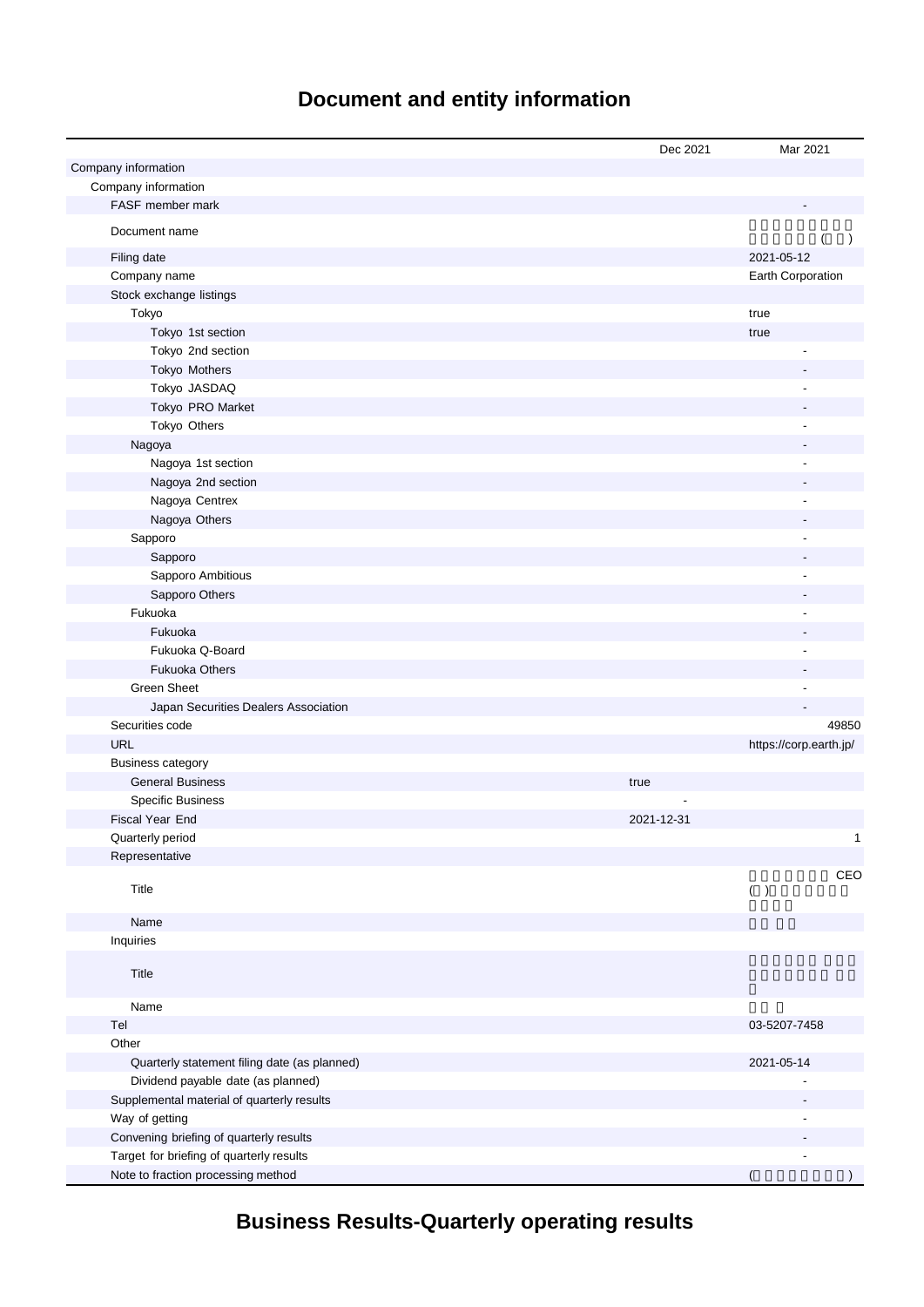# Document and entity information

| | Dec 2021 | Mar 2021 |
|---|---|---|
| Company information | | |
| Company information | | |
| FASF member mark | | - |
| Document name | | ( ) |
| Filing date | | 2021-05-12 |
| Company name | | Earth Corporation |
| Stock exchange listings | | |
| Tokyo | | true |
| Tokyo 1st section | | true |
| Tokyo 2nd section | | - |
| Tokyo Mothers | | - |
| Tokyo JASDAQ | | - |
| Tokyo PRO Market | | - |
| Tokyo Others | | - |
| Nagoya | | - |
| Nagoya 1st section | | - |
| Nagoya 2nd section | | - |
| Nagoya Centrex | | - |
| Nagoya Others | | - |
| Sapporo | | - |
| Sapporo | | - |
| Sapporo Ambitious | | - |
| Sapporo Others | | - |
| Fukuoka | | - |
| Fukuoka | | - |
| Fukuoka Q-Board | | - |
| Fukuoka Others | | - |
| Green Sheet | | - |
| Japan Securities Dealers Association | | - |
| Securities code | | 49850 |
| URL | | https://corp.earth.jp/ |
| Business category | | |
| General Business | true | |
| Specific Business | - | |
| Fiscal Year End | 2021-12-31 | |
| Quarterly period | | 1 |
| Representative | | |
| Title | | CEO ( ) |
| Name | | |
| Inquiries | | |
| Title | | |
| Name | | |
| Tel | | 03-5207-7458 |
| Other | | |
| Quarterly statement filing date (as planned) | | 2021-05-14 |
| Dividend payable date (as planned) | | - |
| Supplemental material of quarterly results | | - |
| Way of getting | | - |
| Convening briefing of quarterly results | | - |
| Target for briefing of quarterly results | | - |
| Note to fraction processing method | | ( ) |

# Business Results-Quarterly operating results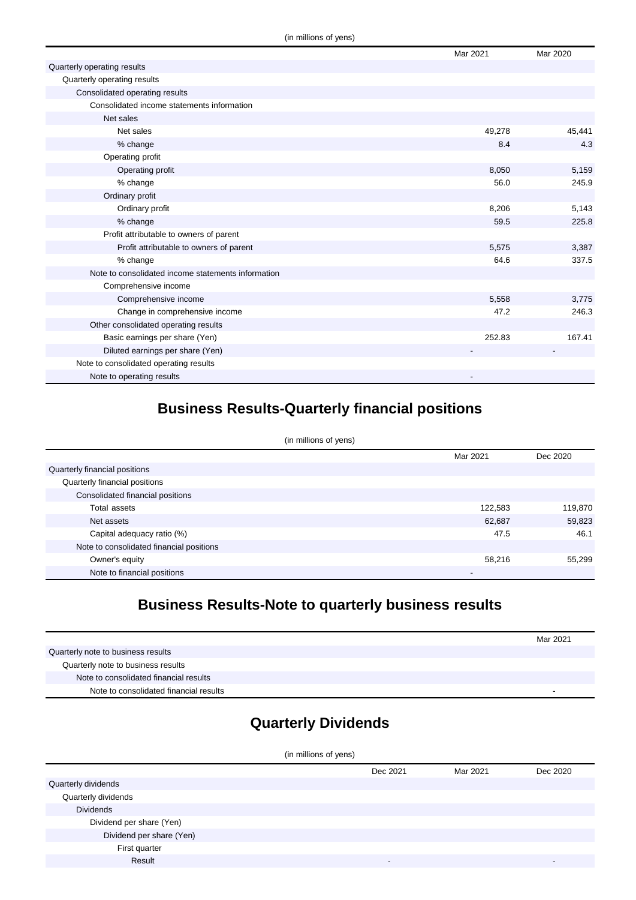(in millions of yens)

| | Mar 2021 | Mar 2020 |
|---|---|---|
| Quarterly operating results | | |
| Quarterly operating results | | |
| Consolidated operating results | | |
| Consolidated income statements information | | |
| Net sales | | |
| Net sales | 49,278 | 45,441 |
| % change | 8.4 | 4.3 |
| Operating profit | | |
| Operating profit | 8,050 | 5,159 |
| % change | 56.0 | 245.9 |
| Ordinary profit | | |
| Ordinary profit | 8,206 | 5,143 |
| % change | 59.5 | 225.8 |
| Profit attributable to owners of parent | | |
| Profit attributable to owners of parent | 5,575 | 3,387 |
| % change | 64.6 | 337.5 |
| Note to consolidated income statements information | | |
| Comprehensive income | | |
| Comprehensive income | 5,558 | 3,775 |
| Change in comprehensive income | 47.2 | 246.3 |
| Other consolidated operating results | | |
| Basic earnings per share (Yen) | 252.83 | 167.41 |
| Diluted earnings per share (Yen) | - | - |
| Note to consolidated operating results | | |
| Note to operating results | - | |

## Business Results-Quarterly financial positions

(in millions of yens)

| | Mar 2021 | Dec 2020 |
|---|---|---|
| Quarterly financial positions | | |
| Quarterly financial positions | | |
| Consolidated financial positions | | |
| Total assets | 122,583 | 119,870 |
| Net assets | 62,687 | 59,823 |
| Capital adequacy ratio (%) | 47.5 | 46.1 |
| Note to consolidated financial positions | | |
| Owner's equity | 58,216 | 55,299 |
| Note to financial positions | - | |

## Business Results-Note to quarterly business results

| | Mar 2021 |
|---|---|
| Quarterly note to business results | |
| Quarterly note to business results | |
| Note to consolidated financial results | |
| Note to consolidated financial results | - |

## Quarterly Dividends

(in millions of yens)

| | Dec 2021 | Mar 2021 | Dec 2020 |
|---|---|---|---|
| Quarterly dividends | | | |
| Quarterly dividends | | | |
| Dividends | | | |
| Dividend per share (Yen) | | | |
| Dividend per share (Yen) | | | |
| First quarter | | | |
| Result | - | | - |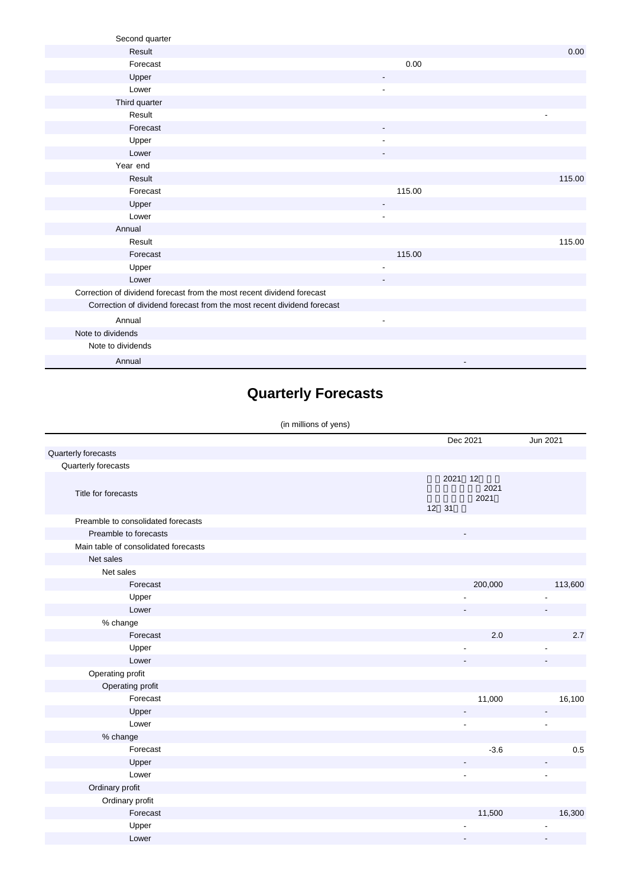| | | |
|---|---|---|
| Second quarter | | |
| Result | | 0.00 |
| Forecast | 0.00 | |
| Upper | - | |
| Lower | - | |
| Third quarter | | |
| Result | | - |
| Forecast | - | |
| Upper | - | |
| Lower | - | |
| Year end | | |
| Result | | 115.00 |
| Forecast | 115.00 | |
| Upper | - | |
| Lower | - | |
| Annual | | |
| Result | | 115.00 |
| Forecast | 115.00 | |
| Upper | - | |
| Lower | - | |
| Correction of dividend forecast from the most recent dividend forecast | | |
| Correction of dividend forecast from the most recent dividend forecast | | |
| Annual | - | |
| Note to dividends | | |
| Note to dividends | | |
| Annual | - | |

# Quarterly Forecasts

(in millions of yens)

| | Dec 2021 | Jun 2021 |
|---|---|---|
| Quarterly forecasts | | |
| Quarterly forecasts | | |
| Title for forecasts | 2021 12 2021 2021 12 31 | |
| Preamble to consolidated forecasts | | |
| Preamble to forecasts | - | |
| Main table of consolidated forecasts | | |
| Net sales | | |
| Net sales | | |
| Forecast | 200,000 | 113,600 |
| Upper | - | - |
| Lower | - | - |
| % change | | |
| Forecast | 2.0 | 2.7 |
| Upper | - | - |
| Lower | - | - |
| Operating profit | | |
| Operating profit | | |
| Forecast | 11,000 | 16,100 |
| Upper | - | - |
| Lower | - | - |
| % change | | |
| Forecast | -3.6 | 0.5 |
| Upper | - | - |
| Lower | - | - |
| Ordinary profit | | |
| Ordinary profit | | |
| Forecast | 11,500 | 16,300 |
| Upper | - | - |
| Lower | - | - |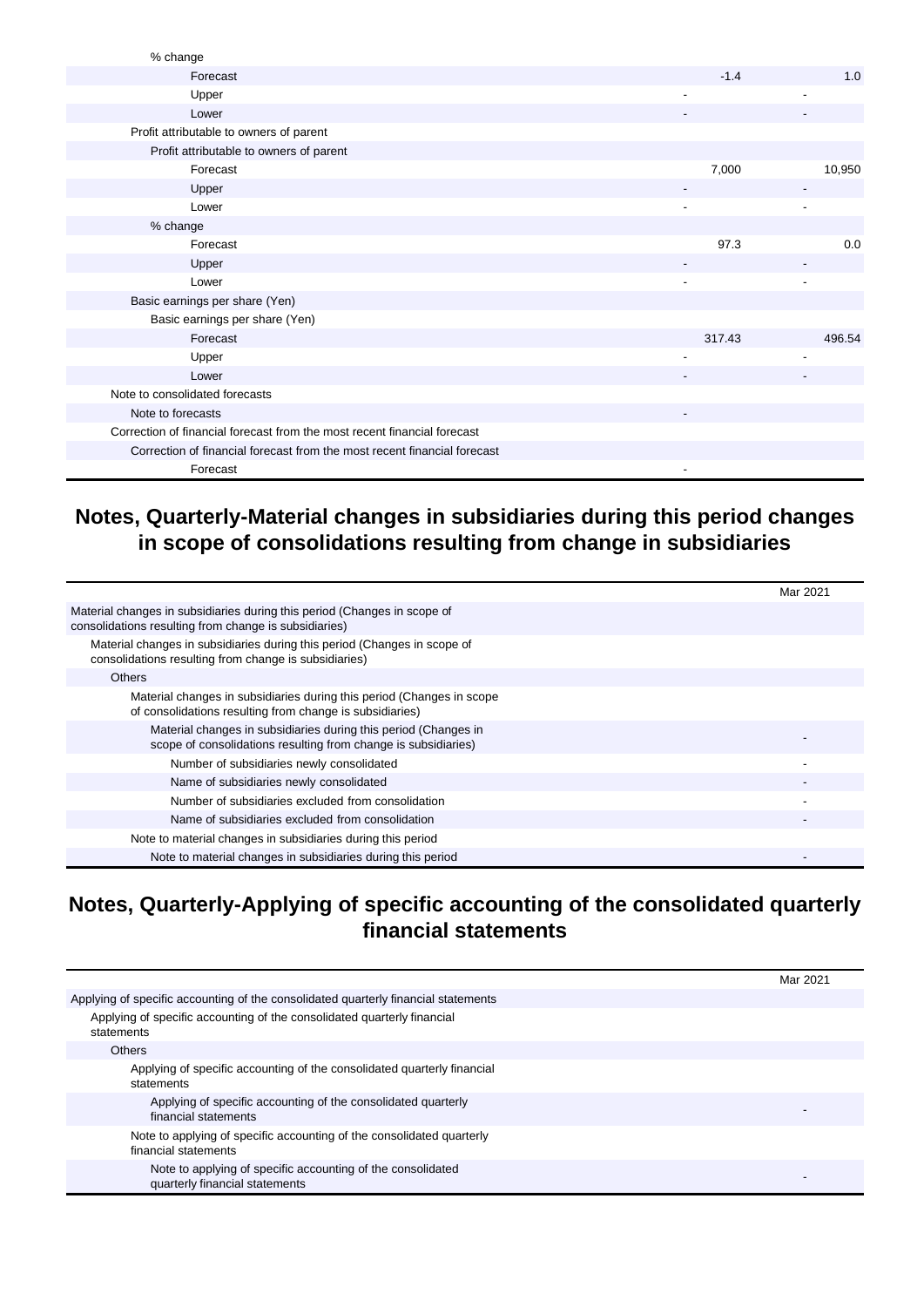| | | |
|---|---|---|
| % change | | |
| Forecast | -1.4 | 1.0 |
| Upper | - | - |
| Lower | - | - |
| Profit attributable to owners of parent | | |
| Profit attributable to owners of parent | | |
| Forecast | 7,000 | 10,950 |
| Upper | - | - |
| Lower | - | - |
| % change | | |
| Forecast | 97.3 | 0.0 |
| Upper | - | - |
| Lower | - | - |
| Basic earnings per share (Yen) | | |
| Basic earnings per share (Yen) | | |
| Forecast | 317.43 | 496.54 |
| Upper | - | - |
| Lower | - | - |
| Note to consolidated forecasts | | |
| Note to forecasts | - | |
| Correction of financial forecast from the most recent financial forecast | | |
| Correction of financial forecast from the most recent financial forecast | | |
| Forecast | - | |

## Notes, Quarterly-Material changes in subsidiaries during this period changes in scope of consolidations resulting from change in subsidiaries

| | Mar 2021 |
|---|---|
| Material changes in subsidiaries during this period (Changes in scope of consolidations resulting from change is subsidiaries) | |
| Material changes in subsidiaries during this period (Changes in scope of consolidations resulting from change is subsidiaries) | |
| Others | |
| Material changes in subsidiaries during this period (Changes in scope of consolidations resulting from change is subsidiaries) | |
| Material changes in subsidiaries during this period (Changes in scope of consolidations resulting from change is subsidiaries) | - |
| Number of subsidiaries newly consolidated | - |
| Name of subsidiaries newly consolidated | - |
| Number of subsidiaries excluded from consolidation | - |
| Name of subsidiaries excluded from consolidation | - |
| Note to material changes in subsidiaries during this period | |
| Note to material changes in subsidiaries during this period | - |

## Notes, Quarterly-Applying of specific accounting of the consolidated quarterly financial statements

| | Mar 2021 |
|---|---|
| Applying of specific accounting of the consolidated quarterly financial statements | |
| Applying of specific accounting of the consolidated quarterly financial statements | |
| Others | |
| Applying of specific accounting of the consolidated quarterly financial statements | |
| Applying of specific accounting of the consolidated quarterly financial statements | - |
| Note to applying of specific accounting of the consolidated quarterly financial statements | |
| Note to applying of specific accounting of the consolidated quarterly financial statements | - |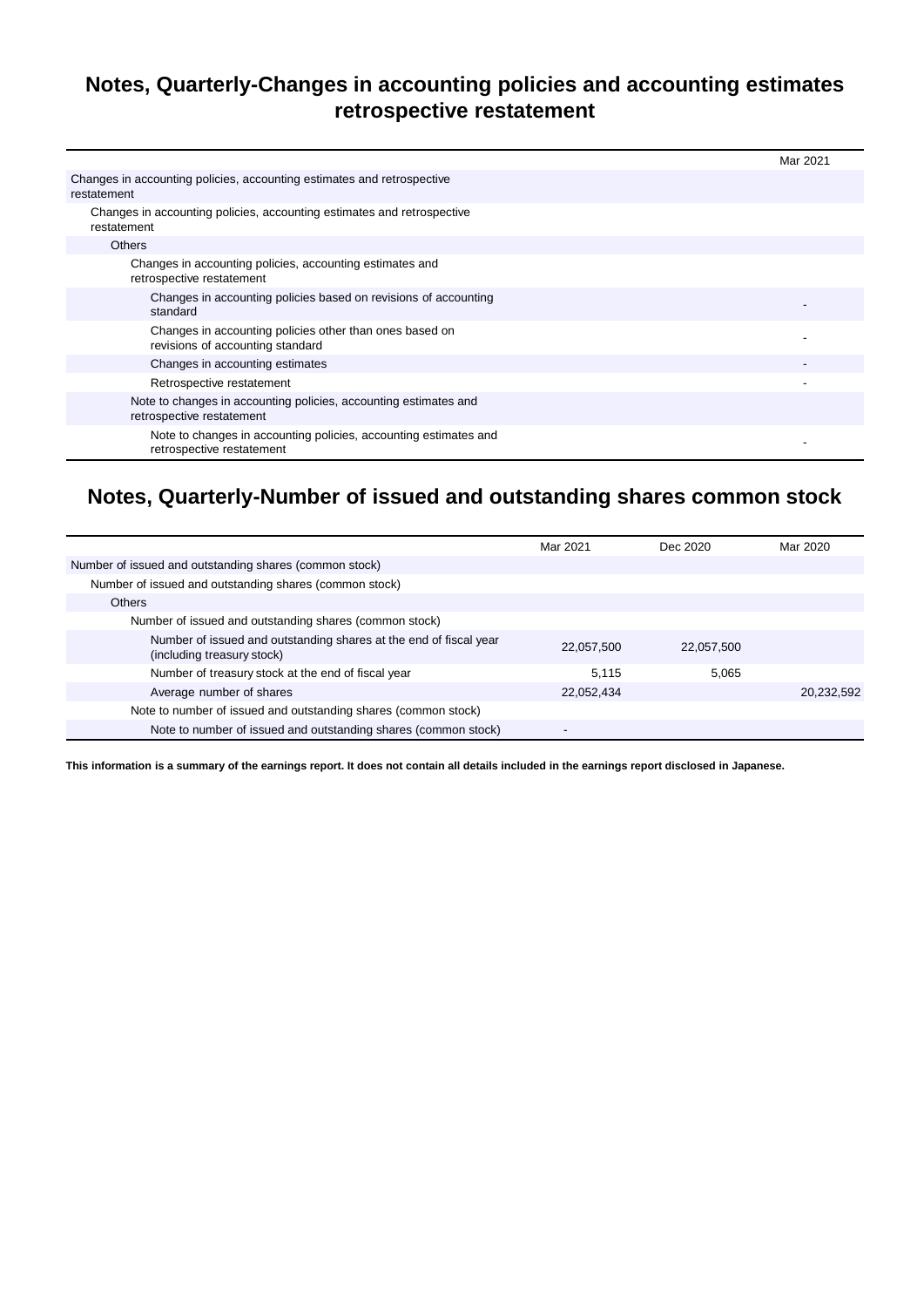# Notes, Quarterly-Changes in accounting policies and accounting estimates retrospective restatement

| | Mar 2021 |
|---|---|
| Changes in accounting policies, accounting estimates and retrospective restatement | |
| Changes in accounting policies, accounting estimates and retrospective restatement | |
| Others | |
| Changes in accounting policies, accounting estimates and retrospective restatement | |
| Changes in accounting policies based on revisions of accounting standard | - |
| Changes in accounting policies other than ones based on revisions of accounting standard | - |
| Changes in accounting estimates | - |
| Retrospective restatement | - |
| Note to changes in accounting policies, accounting estimates and retrospective restatement | |
| Note to changes in accounting policies, accounting estimates and retrospective restatement | - |

# Notes, Quarterly-Number of issued and outstanding shares common stock

| | Mar 2021 | Dec 2020 | Mar 2020 |
|---|---|---|---|
| Number of issued and outstanding shares (common stock) | | | |
| Number of issued and outstanding shares (common stock) | | | |
| Others | | | |
| Number of issued and outstanding shares (common stock) | | | |
| Number of issued and outstanding shares at the end of fiscal year (including treasury stock) | 22,057,500 | 22,057,500 | |
| Number of treasury stock at the end of fiscal year | 5,115 | 5,065 | |
| Average number of shares | 22,052,434 | | 20,232,592 |
| Note to number of issued and outstanding shares (common stock) | | | |
| Note to number of issued and outstanding shares (common stock) | - | | |

**This information is a summary of the earnings report. It does not contain all details included in the earnings report disclosed in Japanese.**